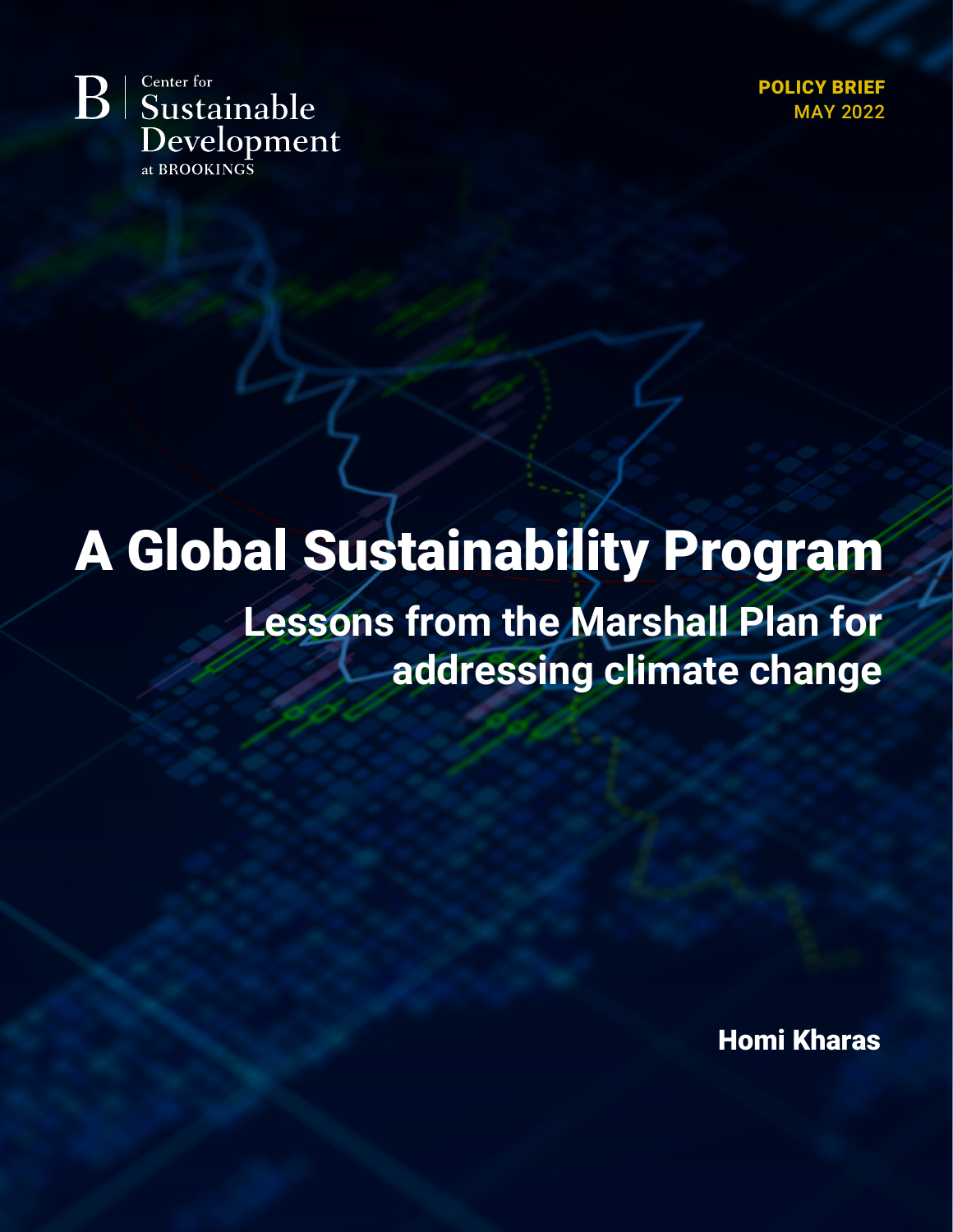Center for Sustainable Development at BROOKINGS

**POLICY BRIEF**
**MAY 2022**

# A Global Sustainability Program

## Lessons from the Marshall Plan for addressing climate change

**Homi Kharas**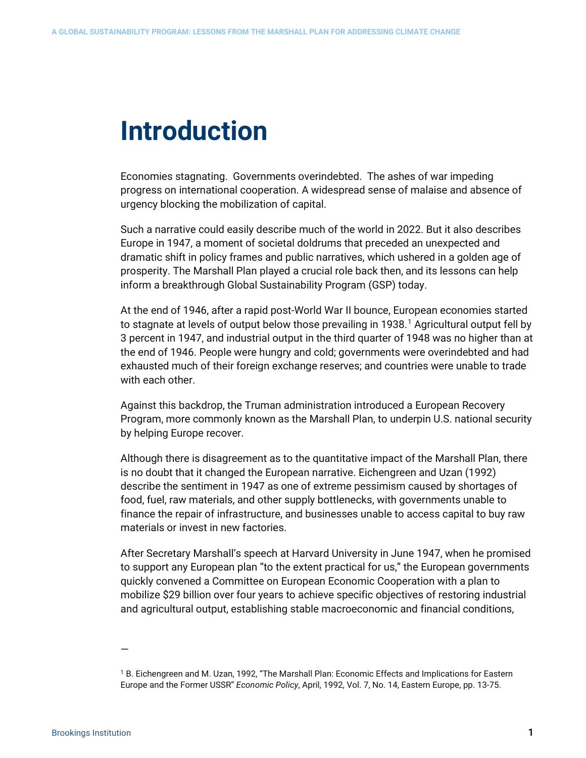# Introduction

Economies stagnating. Governments overindebted. The ashes of war impeding progress on international cooperation. A widespread sense of malaise and absence of urgency blocking the mobilization of capital.

Such a narrative could easily describe much of the world in 2022. But it also describes Europe in 1947, a moment of societal doldrums that preceded an unexpected and dramatic shift in policy frames and public narratives, which ushered in a golden age of prosperity. The Marshall Plan played a crucial role back then, and its lessons can help inform a breakthrough Global Sustainability Program (GSP) today.

At the end of 1946, after a rapid post-World War II bounce, European economies started to stagnate at levels of output below those prevailing in 1938.[1] Agricultural output fell by 3 percent in 1947, and industrial output in the third quarter of 1948 was no higher than at the end of 1946. People were hungry and cold; governments were overindebted and had exhausted much of their foreign exchange reserves; and countries were unable to trade with each other.

Against this backdrop, the Truman administration introduced a European Recovery Program, more commonly known as the Marshall Plan, to underpin U.S. national security by helping Europe recover.

Although there is disagreement as to the quantitative impact of the Marshall Plan, there is no doubt that it changed the European narrative. Eichengreen and Uzan (1992) describe the sentiment in 1947 as one of extreme pessimism caused by shortages of food, fuel, raw materials, and other supply bottlenecks, with governments unable to finance the repair of infrastructure, and businesses unable to access capital to buy raw materials or invest in new factories.

After Secretary Marshall's speech at Harvard University in June 1947, when he promised to support any European plan "to the extent practical for us," the European governments quickly convened a Committee on European Economic Cooperation with a plan to mobilize $29 billion over four years to achieve specific objectives of restoring industrial and agricultural output, establishing stable macroeconomic and financial conditions,

—

[1] B. Eichengreen and M. Uzan, 1992, "The Marshall Plan: Economic Effects and Implications for Eastern Europe and the Former USSR" *Economic Policy*, April, 1992, Vol. 7, No. 14, Eastern Europe, pp. 13-75.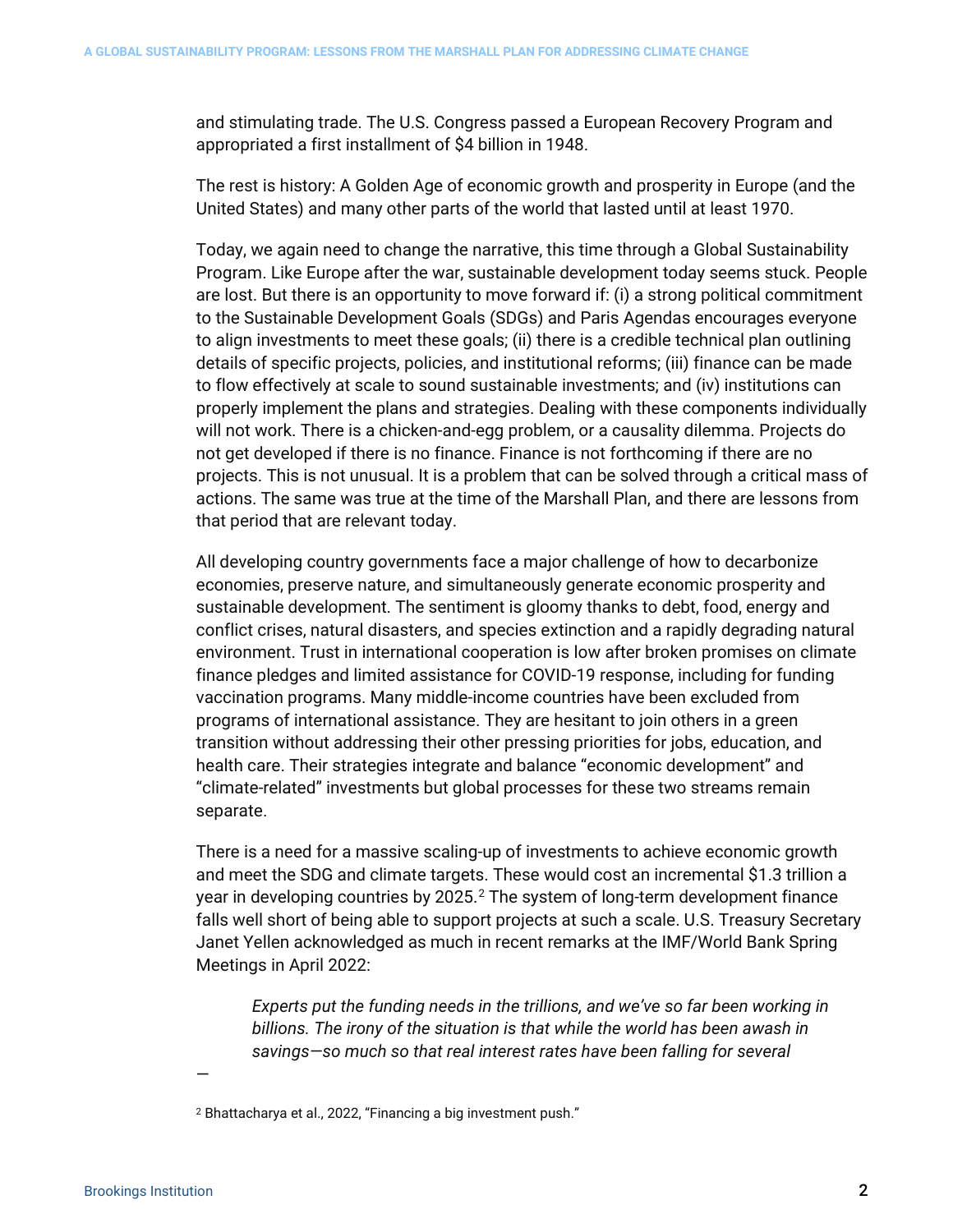and stimulating trade. The U.S. Congress passed a European Recovery Program and appropriated a first installment of $4 billion in 1948.

The rest is history: A Golden Age of economic growth and prosperity in Europe (and the United States) and many other parts of the world that lasted until at least 1970.

Today, we again need to change the narrative, this time through a Global Sustainability Program. Like Europe after the war, sustainable development today seems stuck. People are lost. But there is an opportunity to move forward if: (i) a strong political commitment to the Sustainable Development Goals (SDGs) and Paris Agendas encourages everyone to align investments to meet these goals; (ii) there is a credible technical plan outlining details of specific projects, policies, and institutional reforms; (iii) finance can be made to flow effectively at scale to sound sustainable investments; and (iv) institutions can properly implement the plans and strategies. Dealing with these components individually will not work. There is a chicken-and-egg problem, or a causality dilemma. Projects do not get developed if there is no finance. Finance is not forthcoming if there are no projects. This is not unusual. It is a problem that can be solved through a critical mass of actions. The same was true at the time of the Marshall Plan, and there are lessons from that period that are relevant today.

All developing country governments face a major challenge of how to decarbonize economies, preserve nature, and simultaneously generate economic prosperity and sustainable development. The sentiment is gloomy thanks to debt, food, energy and conflict crises, natural disasters, and species extinction and a rapidly degrading natural environment. Trust in international cooperation is low after broken promises on climate finance pledges and limited assistance for COVID-19 response, including for funding vaccination programs. Many middle-income countries have been excluded from programs of international assistance. They are hesitant to join others in a green transition without addressing their other pressing priorities for jobs, education, and health care. Their strategies integrate and balance "economic development" and "climate-related" investments but global processes for these two streams remain separate.

There is a need for a massive scaling-up of investments to achieve economic growth and meet the SDG and climate targets. These would cost an incremental $1.3 trillion a year in developing countries by 2025.[2] The system of long-term development finance falls well short of being able to support projects at such a scale. U.S. Treasury Secretary Janet Yellen acknowledged as much in recent remarks at the IMF/World Bank Spring Meetings in April 2022:

> *Experts put the funding needs in the trillions, and we've so far been working in billions. The irony of the situation is that while the world has been awash in savings—so much so that real interest rates have been falling for several*

---

[2] Bhattacharya et al., 2022, "Financing a big investment push."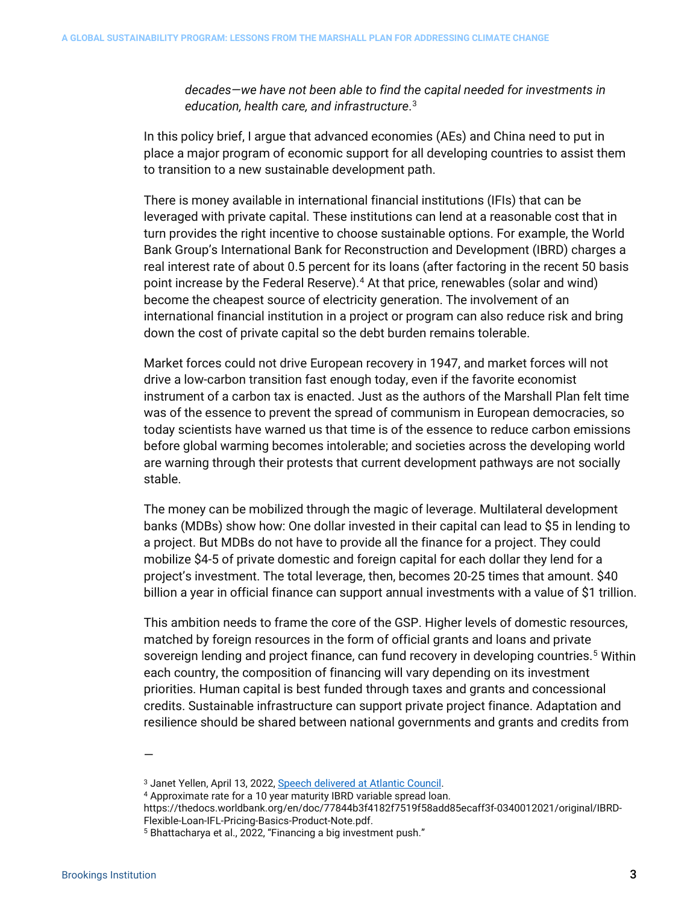*decades—we have not been able to find the capital needed for investments in education, health care, and infrastructure*.[3]

In this policy brief, I argue that advanced economies (AEs) and China need to put in place a major program of economic support for all developing countries to assist them to transition to a new sustainable development path.

There is money available in international financial institutions (IFIs) that can be leveraged with private capital. These institutions can lend at a reasonable cost that in turn provides the right incentive to choose sustainable options. For example, the World Bank Group's International Bank for Reconstruction and Development (IBRD) charges a real interest rate of about 0.5 percent for its loans (after factoring in the recent 50 basis point increase by the Federal Reserve).[4] At that price, renewables (solar and wind) become the cheapest source of electricity generation. The involvement of an international financial institution in a project or program can also reduce risk and bring down the cost of private capital so the debt burden remains tolerable.

Market forces could not drive European recovery in 1947, and market forces will not drive a low-carbon transition fast enough today, even if the favorite economist instrument of a carbon tax is enacted. Just as the authors of the Marshall Plan felt time was of the essence to prevent the spread of communism in European democracies, so today scientists have warned us that time is of the essence to reduce carbon emissions before global warming becomes intolerable; and societies across the developing world are warning through their protests that current development pathways are not socially stable.

The money can be mobilized through the magic of leverage. Multilateral development banks (MDBs) show how: One dollar invested in their capital can lead to $5 in lending to a project. But MDBs do not have to provide all the finance for a project. They could mobilize $4-5 of private domestic and foreign capital for each dollar they lend for a project's investment. The total leverage, then, becomes 20-25 times that amount. $40 billion a year in official finance can support annual investments with a value of $1 trillion.

This ambition needs to frame the core of the GSP. Higher levels of domestic resources, matched by foreign resources in the form of official grants and loans and private sovereign lending and project finance, can fund recovery in developing countries.[5] Within each country, the composition of financing will vary depending on its investment priorities. Human capital is best funded through taxes and grants and concessional credits. Sustainable infrastructure can support private project finance. Adaptation and resilience should be shared between national governments and grants and credits from

—

[3] Janet Yellen, April 13, 2022, Speech delivered at Atlantic Council.

[4] Approximate rate for a 10 year maturity IBRD variable spread loan. https://thedocs.worldbank.org/en/doc/77844b3f4182f7519f58add85ecaff3f-0340012021/original/IBRD-Flexible-Loan-IFL-Pricing-Basics-Product-Note.pdf.

[5] Bhattacharya et al., 2022, "Financing a big investment push."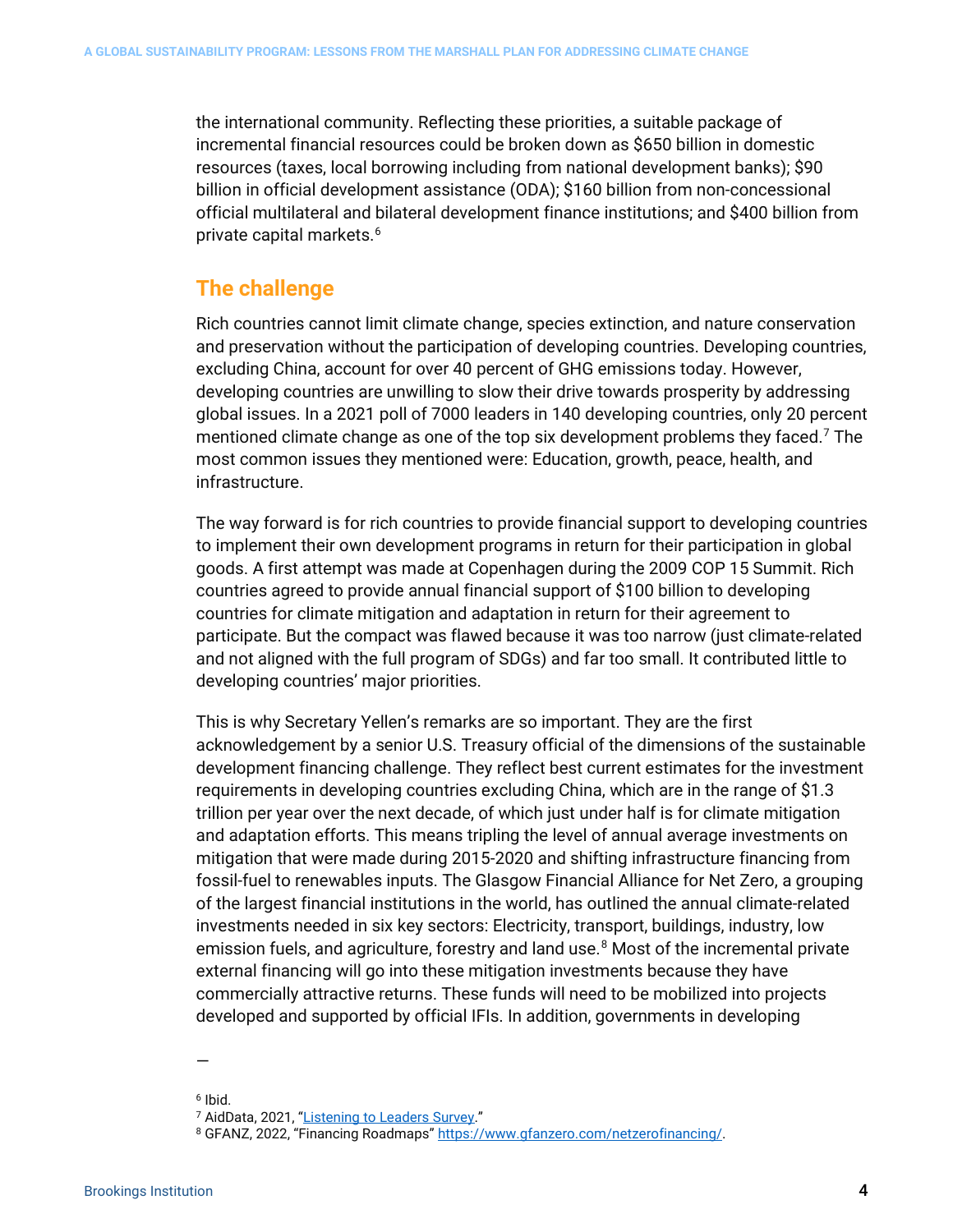the international community. Reflecting these priorities, a suitable package of incremental financial resources could be broken down as $650 billion in domestic resources (taxes, local borrowing including from national development banks); $90 billion in official development assistance (ODA); $160 billion from non-concessional official multilateral and bilateral development finance institutions; and $400 billion from private capital markets.[6]

## The challenge

Rich countries cannot limit climate change, species extinction, and nature conservation and preservation without the participation of developing countries. Developing countries, excluding China, account for over 40 percent of GHG emissions today. However, developing countries are unwilling to slow their drive towards prosperity by addressing global issues. In a 2021 poll of 7000 leaders in 140 developing countries, only 20 percent mentioned climate change as one of the top six development problems they faced.[7] The most common issues they mentioned were: Education, growth, peace, health, and infrastructure.

The way forward is for rich countries to provide financial support to developing countries to implement their own development programs in return for their participation in global goods. A first attempt was made at Copenhagen during the 2009 COP 15 Summit. Rich countries agreed to provide annual financial support of $100 billion to developing countries for climate mitigation and adaptation in return for their agreement to participate. But the compact was flawed because it was too narrow (just climate-related and not aligned with the full program of SDGs) and far too small. It contributed little to developing countries' major priorities.

This is why Secretary Yellen's remarks are so important. They are the first acknowledgement by a senior U.S. Treasury official of the dimensions of the sustainable development financing challenge. They reflect best current estimates for the investment requirements in developing countries excluding China, which are in the range of $1.3 trillion per year over the next decade, of which just under half is for climate mitigation and adaptation efforts. This means tripling the level of annual average investments on mitigation that were made during 2015-2020 and shifting infrastructure financing from fossil-fuel to renewables inputs. The Glasgow Financial Alliance for Net Zero, a grouping of the largest financial institutions in the world, has outlined the annual climate-related investments needed in six key sectors: Electricity, transport, buildings, industry, low emission fuels, and agriculture, forestry and land use.[8] Most of the incremental private external financing will go into these mitigation investments because they have commercially attractive returns. These funds will need to be mobilized into projects developed and supported by official IFIs. In addition, governments in developing

—

[6] Ibid.

[7] AidData, 2021, "Listening to Leaders Survey."

[8] GFANZ, 2022, "Financing Roadmaps" https://www.gfanzero.com/netzerofinancing/.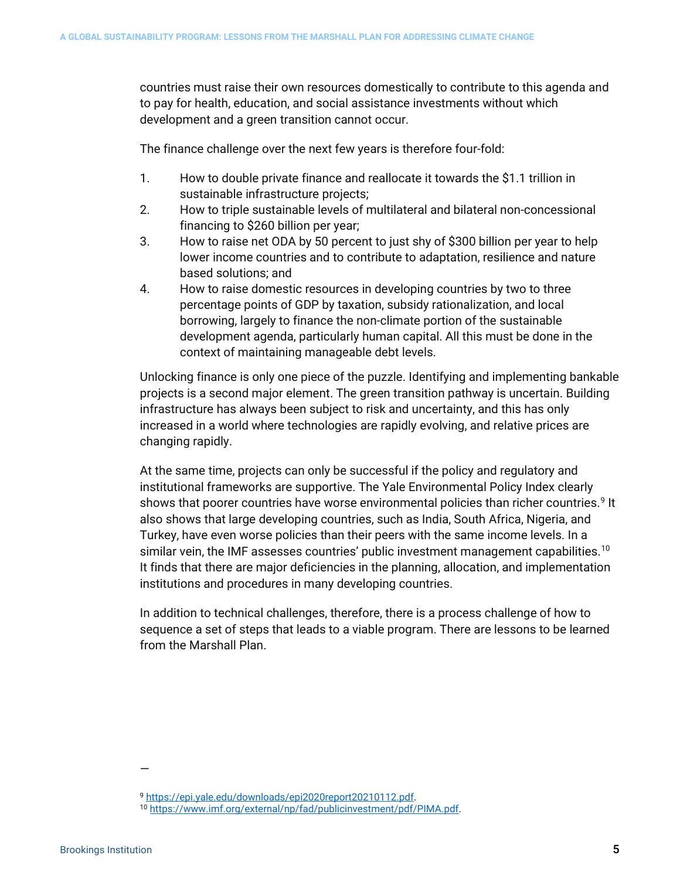countries must raise their own resources domestically to contribute to this agenda and to pay for health, education, and social assistance investments without which development and a green transition cannot occur.

The finance challenge over the next few years is therefore four-fold:

1. How to double private finance and reallocate it towards the $1.1 trillion in sustainable infrastructure projects;
2. How to triple sustainable levels of multilateral and bilateral non-concessional financing to $260 billion per year;
3. How to raise net ODA by 50 percent to just shy of $300 billion per year to help lower income countries and to contribute to adaptation, resilience and nature based solutions; and
4. How to raise domestic resources in developing countries by two to three percentage points of GDP by taxation, subsidy rationalization, and local borrowing, largely to finance the non-climate portion of the sustainable development agenda, particularly human capital. All this must be done in the context of maintaining manageable debt levels.

Unlocking finance is only one piece of the puzzle. Identifying and implementing bankable projects is a second major element. The green transition pathway is uncertain. Building infrastructure has always been subject to risk and uncertainty, and this has only increased in a world where technologies are rapidly evolving, and relative prices are changing rapidly.

At the same time, projects can only be successful if the policy and regulatory and institutional frameworks are supportive. The Yale Environmental Policy Index clearly shows that poorer countries have worse environmental policies than richer countries.[9] It also shows that large developing countries, such as India, South Africa, Nigeria, and Turkey, have even worse policies than their peers with the same income levels. In a similar vein, the IMF assesses countries' public investment management capabilities.[10] It finds that there are major deficiencies in the planning, allocation, and implementation institutions and procedures in many developing countries.

In addition to technical challenges, therefore, there is a process challenge of how to sequence a set of steps that leads to a viable program. There are lessons to be learned from the Marshall Plan.

—

[9] https://epi.yale.edu/downloads/epi2020report20210112.pdf.

[10] https://www.imf.org/external/np/fad/publicinvestment/pdf/PIMA.pdf.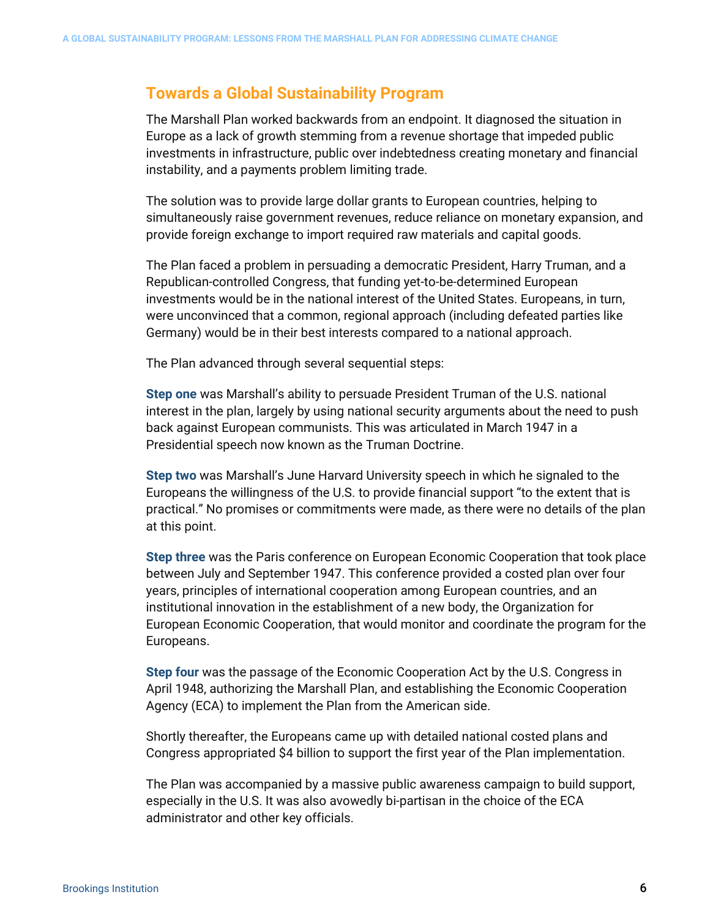## Towards a Global Sustainability Program

The Marshall Plan worked backwards from an endpoint. It diagnosed the situation in Europe as a lack of growth stemming from a revenue shortage that impeded public investments in infrastructure, public over indebtedness creating monetary and financial instability, and a payments problem limiting trade.

The solution was to provide large dollar grants to European countries, helping to simultaneously raise government revenues, reduce reliance on monetary expansion, and provide foreign exchange to import required raw materials and capital goods.

The Plan faced a problem in persuading a democratic President, Harry Truman, and a Republican-controlled Congress, that funding yet-to-be-determined European investments would be in the national interest of the United States. Europeans, in turn, were unconvinced that a common, regional approach (including defeated parties like Germany) would be in their best interests compared to a national approach.

The Plan advanced through several sequential steps:

**Step one** was Marshall's ability to persuade President Truman of the U.S. national interest in the plan, largely by using national security arguments about the need to push back against European communists. This was articulated in March 1947 in a Presidential speech now known as the Truman Doctrine.

**Step two** was Marshall's June Harvard University speech in which he signaled to the Europeans the willingness of the U.S. to provide financial support "to the extent that is practical." No promises or commitments were made, as there were no details of the plan at this point.

**Step three** was the Paris conference on European Economic Cooperation that took place between July and September 1947. This conference provided a costed plan over four years, principles of international cooperation among European countries, and an institutional innovation in the establishment of a new body, the Organization for European Economic Cooperation, that would monitor and coordinate the program for the Europeans.

**Step four** was the passage of the Economic Cooperation Act by the U.S. Congress in April 1948, authorizing the Marshall Plan, and establishing the Economic Cooperation Agency (ECA) to implement the Plan from the American side.

Shortly thereafter, the Europeans came up with detailed national costed plans and Congress appropriated $4 billion to support the first year of the Plan implementation.

The Plan was accompanied by a massive public awareness campaign to build support, especially in the U.S. It was also avowedly bi-partisan in the choice of the ECA administrator and other key officials.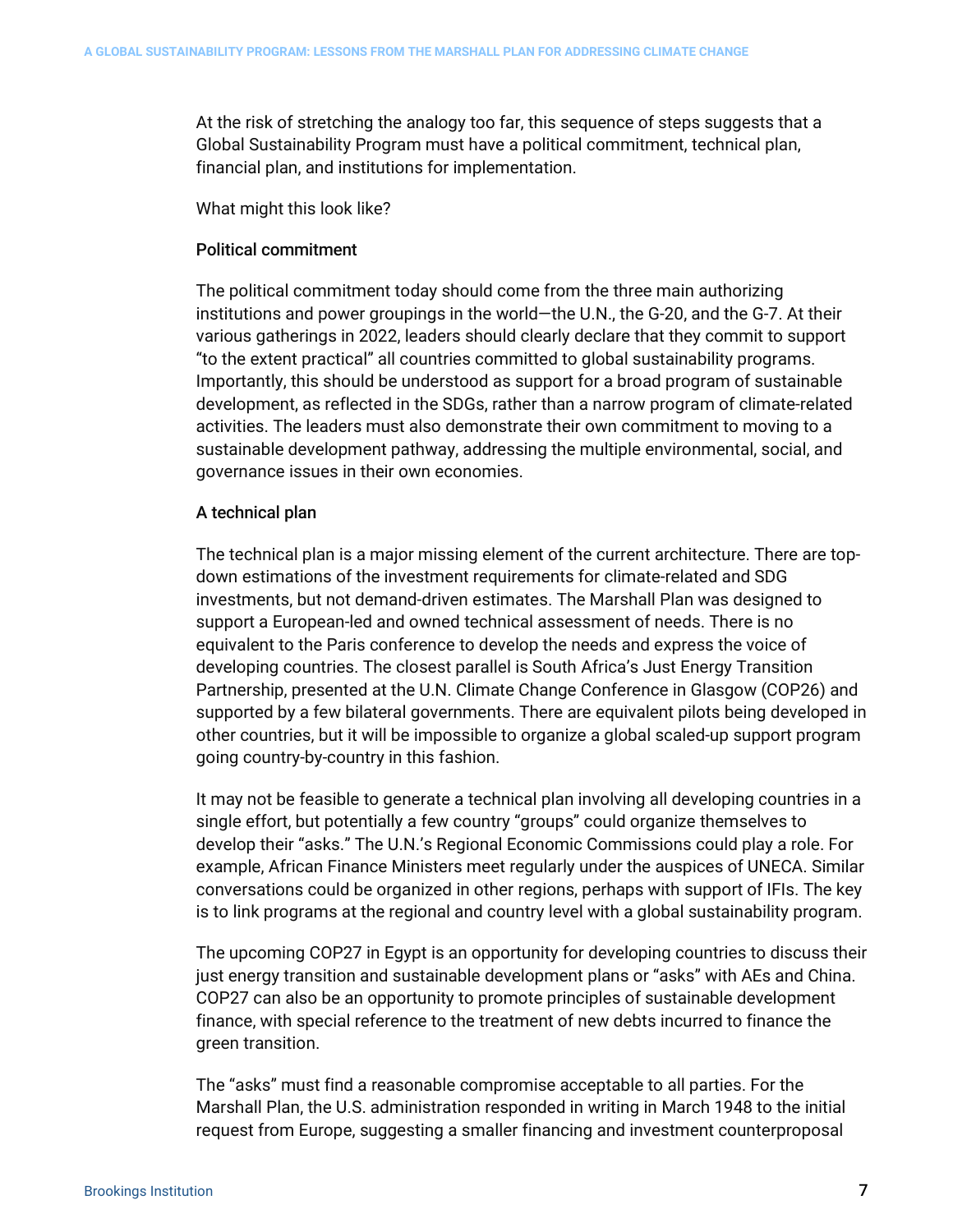At the risk of stretching the analogy too far, this sequence of steps suggests that a Global Sustainability Program must have a political commitment, technical plan, financial plan, and institutions for implementation.

What might this look like?

### Political commitment

The political commitment today should come from the three main authorizing institutions and power groupings in the world—the U.N., the G-20, and the G-7. At their various gatherings in 2022, leaders should clearly declare that they commit to support "to the extent practical" all countries committed to global sustainability programs. Importantly, this should be understood as support for a broad program of sustainable development, as reflected in the SDGs, rather than a narrow program of climate-related activities. The leaders must also demonstrate their own commitment to moving to a sustainable development pathway, addressing the multiple environmental, social, and governance issues in their own economies.

### A technical plan

The technical plan is a major missing element of the current architecture. There are top-down estimations of the investment requirements for climate-related and SDG investments, but not demand-driven estimates. The Marshall Plan was designed to support a European-led and owned technical assessment of needs. There is no equivalent to the Paris conference to develop the needs and express the voice of developing countries. The closest parallel is South Africa's Just Energy Transition Partnership, presented at the U.N. Climate Change Conference in Glasgow (COP26) and supported by a few bilateral governments. There are equivalent pilots being developed in other countries, but it will be impossible to organize a global scaled-up support program going country-by-country in this fashion.

It may not be feasible to generate a technical plan involving all developing countries in a single effort, but potentially a few country "groups" could organize themselves to develop their "asks." The U.N.'s Regional Economic Commissions could play a role. For example, African Finance Ministers meet regularly under the auspices of UNECA. Similar conversations could be organized in other regions, perhaps with support of IFIs. The key is to link programs at the regional and country level with a global sustainability program.

The upcoming COP27 in Egypt is an opportunity for developing countries to discuss their just energy transition and sustainable development plans or "asks" with AEs and China. COP27 can also be an opportunity to promote principles of sustainable development finance, with special reference to the treatment of new debts incurred to finance the green transition.

The "asks" must find a reasonable compromise acceptable to all parties. For the Marshall Plan, the U.S. administration responded in writing in March 1948 to the initial request from Europe, suggesting a smaller financing and investment counterproposal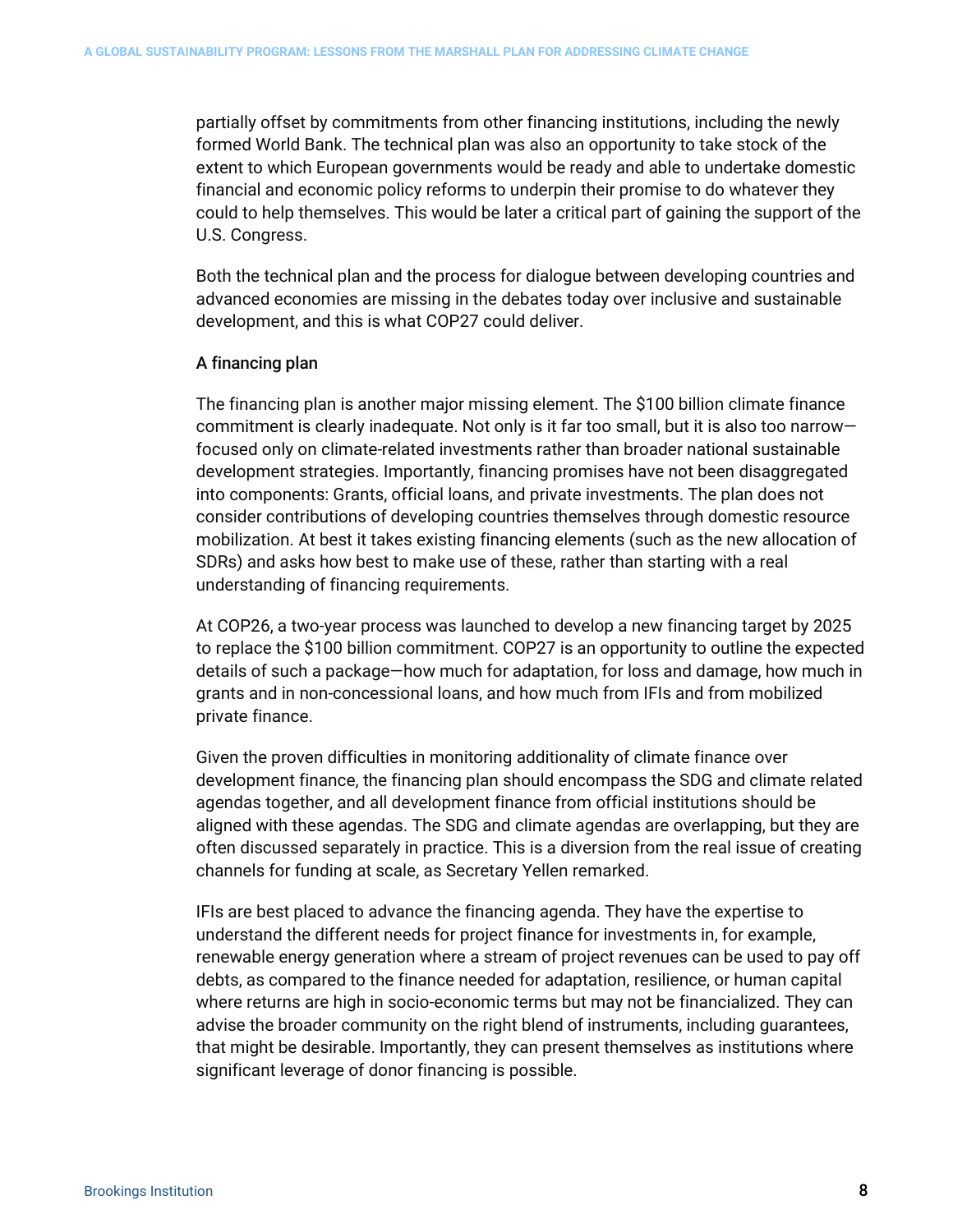partially offset by commitments from other financing institutions, including the newly formed World Bank. The technical plan was also an opportunity to take stock of the extent to which European governments would be ready and able to undertake domestic financial and economic policy reforms to underpin their promise to do whatever they could to help themselves. This would be later a critical part of gaining the support of the U.S. Congress.

Both the technical plan and the process for dialogue between developing countries and advanced economies are missing in the debates today over inclusive and sustainable development, and this is what COP27 could deliver.

### A financing plan

The financing plan is another major missing element. The $100 billion climate finance commitment is clearly inadequate. Not only is it far too small, but it is also too narrow—focused only on climate-related investments rather than broader national sustainable development strategies. Importantly, financing promises have not been disaggregated into components: Grants, official loans, and private investments. The plan does not consider contributions of developing countries themselves through domestic resource mobilization. At best it takes existing financing elements (such as the new allocation of SDRs) and asks how best to make use of these, rather than starting with a real understanding of financing requirements.

At COP26, a two-year process was launched to develop a new financing target by 2025 to replace the $100 billion commitment. COP27 is an opportunity to outline the expected details of such a package—how much for adaptation, for loss and damage, how much in grants and in non-concessional loans, and how much from IFIs and from mobilized private finance.

Given the proven difficulties in monitoring additionality of climate finance over development finance, the financing plan should encompass the SDG and climate related agendas together, and all development finance from official institutions should be aligned with these agendas. The SDG and climate agendas are overlapping, but they are often discussed separately in practice. This is a diversion from the real issue of creating channels for funding at scale, as Secretary Yellen remarked.

IFIs are best placed to advance the financing agenda. They have the expertise to understand the different needs for project finance for investments in, for example, renewable energy generation where a stream of project revenues can be used to pay off debts, as compared to the finance needed for adaptation, resilience, or human capital where returns are high in socio-economic terms but may not be financialized. They can advise the broader community on the right blend of instruments, including guarantees, that might be desirable. Importantly, they can present themselves as institutions where significant leverage of donor financing is possible.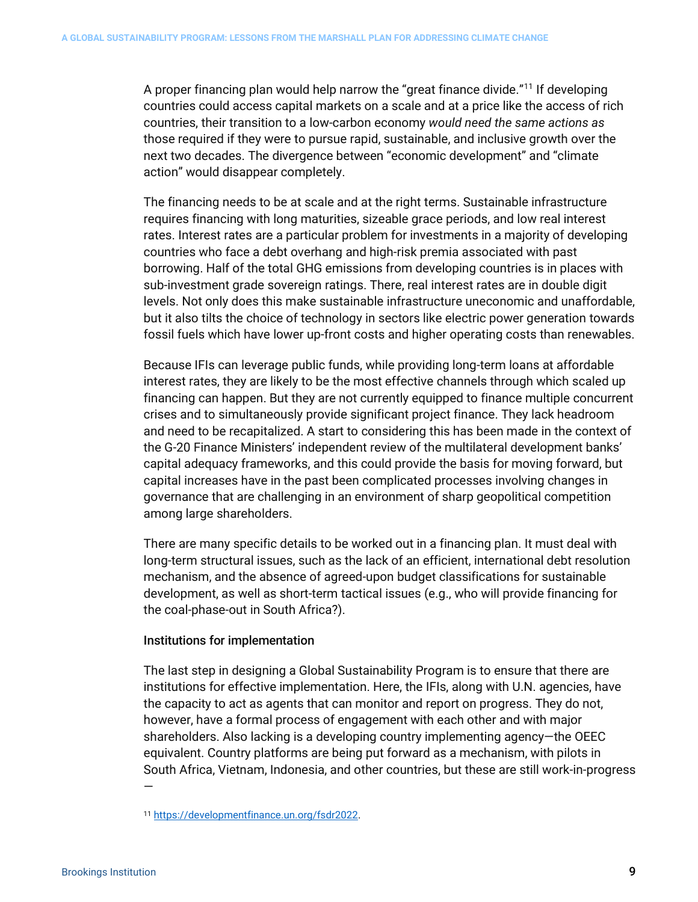A proper financing plan would help narrow the "great finance divide."[11] If developing countries could access capital markets on a scale and at a price like the access of rich countries, their transition to a low-carbon economy *would need the same actions as* those required if they were to pursue rapid, sustainable, and inclusive growth over the next two decades. The divergence between "economic development" and "climate action" would disappear completely.

The financing needs to be at scale and at the right terms. Sustainable infrastructure requires financing with long maturities, sizeable grace periods, and low real interest rates. Interest rates are a particular problem for investments in a majority of developing countries who face a debt overhang and high-risk premia associated with past borrowing. Half of the total GHG emissions from developing countries is in places with sub-investment grade sovereign ratings. There, real interest rates are in double digit levels. Not only does this make sustainable infrastructure uneconomic and unaffordable, but it also tilts the choice of technology in sectors like electric power generation towards fossil fuels which have lower up-front costs and higher operating costs than renewables.

Because IFIs can leverage public funds, while providing long-term loans at affordable interest rates, they are likely to be the most effective channels through which scaled up financing can happen. But they are not currently equipped to finance multiple concurrent crises and to simultaneously provide significant project finance. They lack headroom and need to be recapitalized. A start to considering this has been made in the context of the G-20 Finance Ministers' independent review of the multilateral development banks' capital adequacy frameworks, and this could provide the basis for moving forward, but capital increases have in the past been complicated processes involving changes in governance that are challenging in an environment of sharp geopolitical competition among large shareholders.

There are many specific details to be worked out in a financing plan. It must deal with long-term structural issues, such as the lack of an efficient, international debt resolution mechanism, and the absence of agreed-upon budget classifications for sustainable development, as well as short-term tactical issues (e.g., who will provide financing for the coal-phase-out in South Africa?).

### Institutions for implementation

The last step in designing a Global Sustainability Program is to ensure that there are institutions for effective implementation. Here, the IFIs, along with U.N. agencies, have the capacity to act as agents that can monitor and report on progress. They do not, however, have a formal process of engagement with each other and with major shareholders. Also lacking is a developing country implementing agency—the OEEC equivalent. Country platforms are being put forward as a mechanism, with pilots in South Africa, Vietnam, Indonesia, and other countries, but these are still work-in-progress —

[11] https://developmentfinance.un.org/fsdr2022.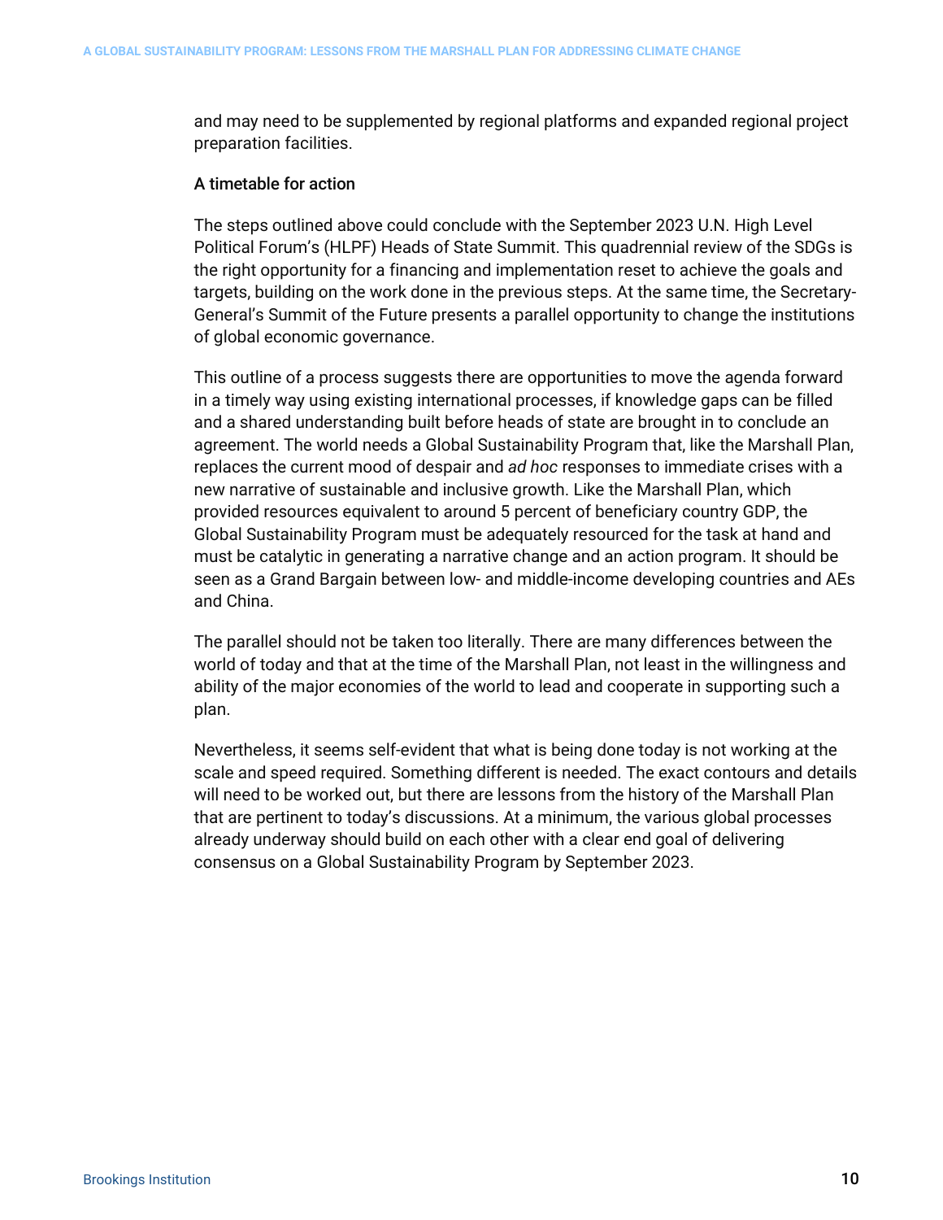and may need to be supplemented by regional platforms and expanded regional project preparation facilities.

### A timetable for action

The steps outlined above could conclude with the September 2023 U.N. High Level Political Forum's (HLPF) Heads of State Summit. This quadrennial review of the SDGs is the right opportunity for a financing and implementation reset to achieve the goals and targets, building on the work done in the previous steps. At the same time, the Secretary-General's Summit of the Future presents a parallel opportunity to change the institutions of global economic governance.

This outline of a process suggests there are opportunities to move the agenda forward in a timely way using existing international processes, if knowledge gaps can be filled and a shared understanding built before heads of state are brought in to conclude an agreement. The world needs a Global Sustainability Program that, like the Marshall Plan, replaces the current mood of despair and *ad hoc* responses to immediate crises with a new narrative of sustainable and inclusive growth. Like the Marshall Plan, which provided resources equivalent to around 5 percent of beneficiary country GDP, the Global Sustainability Program must be adequately resourced for the task at hand and must be catalytic in generating a narrative change and an action program. It should be seen as a Grand Bargain between low- and middle-income developing countries and AEs and China.

The parallel should not be taken too literally. There are many differences between the world of today and that at the time of the Marshall Plan, not least in the willingness and ability of the major economies of the world to lead and cooperate in supporting such a plan.

Nevertheless, it seems self-evident that what is being done today is not working at the scale and speed required. Something different is needed. The exact contours and details will need to be worked out, but there are lessons from the history of the Marshall Plan that are pertinent to today's discussions. At a minimum, the various global processes already underway should build on each other with a clear end goal of delivering consensus on a Global Sustainability Program by September 2023.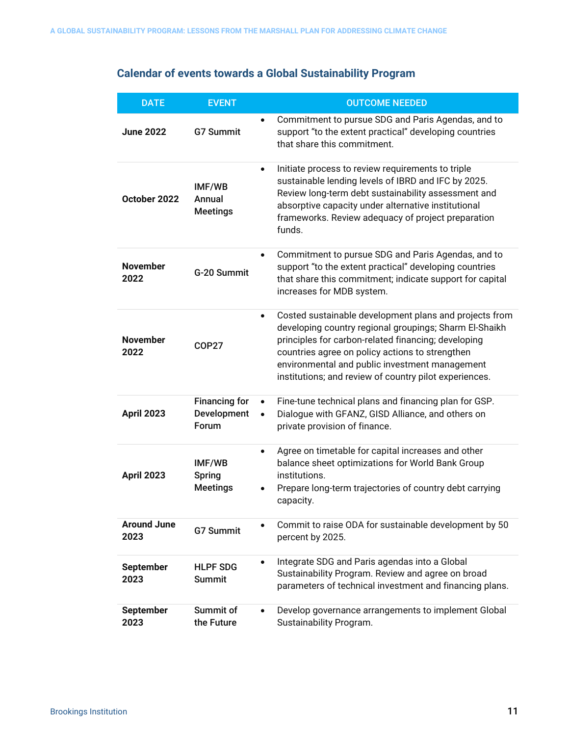### Calendar of events towards a Global Sustainability Program

| DATE | EVENT | OUTCOME NEEDED |
|---|---|---|
| **June 2022** | **G7 Summit** | • Commitment to pursue SDG and Paris Agendas, and to support "to the extent practical" developing countries that share this commitment. |
| **October 2022** | **IMF/WB Annual Meetings** | • Initiate process to review requirements to triple sustainable lending levels of IBRD and IFC by 2025. Review long-term debt sustainability assessment and absorptive capacity under alternative institutional frameworks. Review adequacy of project preparation funds. |
| **November 2022** | **G-20 Summit** | • Commitment to pursue SDG and Paris Agendas, and to support "to the extent practical" developing countries that share this commitment; indicate support for capital increases for MDB system. |
| **November 2022** | **COP27** | • Costed sustainable development plans and projects from developing country regional groupings; Sharm El-Shaikh principles for carbon-related financing; developing countries agree on policy actions to strengthen environmental and public investment management institutions; and review of country pilot experiences. |
| **April 2023** | **Financing for Development Forum** | • Fine-tune technical plans and financing plan for GSP.<br>• Dialogue with GFANZ, GISD Alliance, and others on private provision of finance. |
| **April 2023** | **IMF/WB Spring Meetings** | • Agree on timetable for capital increases and other balance sheet optimizations for World Bank Group institutions.<br>• Prepare long-term trajectories of country debt carrying capacity. |
| **Around June 2023** | **G7 Summit** | • Commit to raise ODA for sustainable development by 50 percent by 2025. |
| **September 2023** | **HLPF SDG Summit** | • Integrate SDG and Paris agendas into a Global Sustainability Program. Review and agree on broad parameters of technical investment and financing plans. |
| **September 2023** | **Summit of the Future** | • Develop governance arrangements to implement Global Sustainability Program. |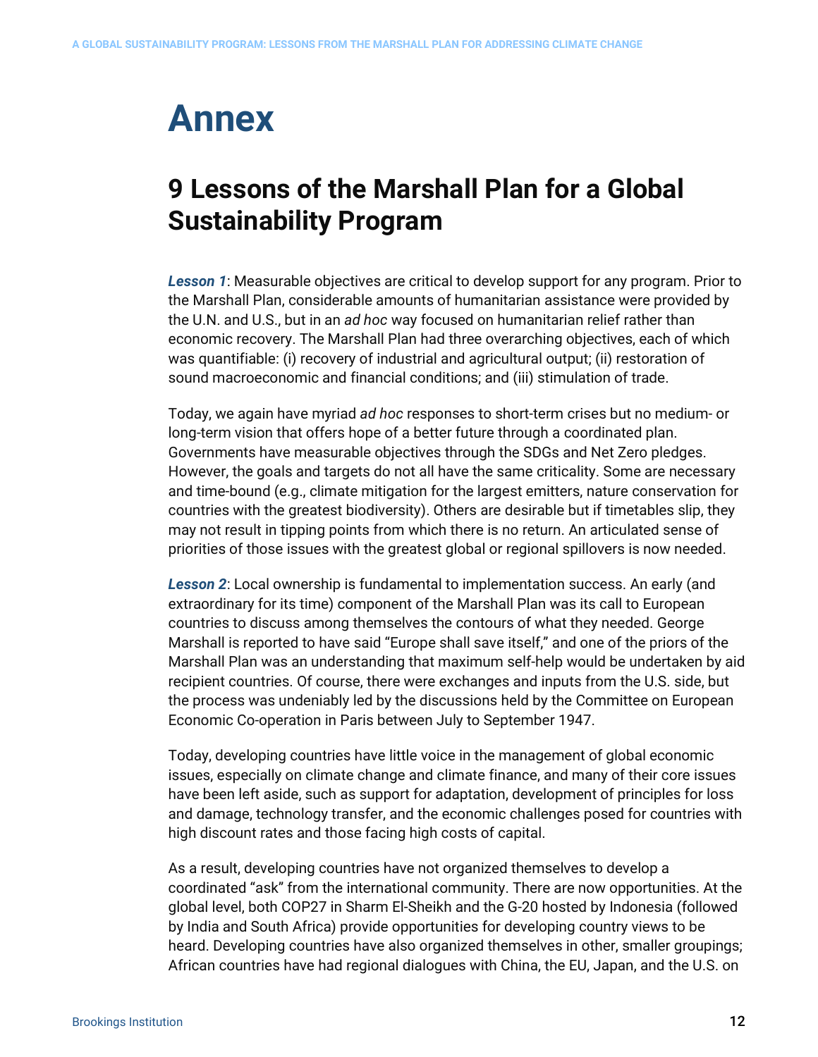# Annex

## 9 Lessons of the Marshall Plan for a Global Sustainability Program

***Lesson 1***: Measurable objectives are critical to develop support for any program. Prior to the Marshall Plan, considerable amounts of humanitarian assistance were provided by the U.N. and U.S., but in an *ad hoc* way focused on humanitarian relief rather than economic recovery. The Marshall Plan had three overarching objectives, each of which was quantifiable: (i) recovery of industrial and agricultural output; (ii) restoration of sound macroeconomic and financial conditions; and (iii) stimulation of trade.

Today, we again have myriad *ad hoc* responses to short-term crises but no medium- or long-term vision that offers hope of a better future through a coordinated plan. Governments have measurable objectives through the SDGs and Net Zero pledges. However, the goals and targets do not all have the same criticality. Some are necessary and time-bound (e.g., climate mitigation for the largest emitters, nature conservation for countries with the greatest biodiversity). Others are desirable but if timetables slip, they may not result in tipping points from which there is no return. An articulated sense of priorities of those issues with the greatest global or regional spillovers is now needed.

***Lesson 2***: Local ownership is fundamental to implementation success. An early (and extraordinary for its time) component of the Marshall Plan was its call to European countries to discuss among themselves the contours of what they needed. George Marshall is reported to have said "Europe shall save itself," and one of the priors of the Marshall Plan was an understanding that maximum self-help would be undertaken by aid recipient countries. Of course, there were exchanges and inputs from the U.S. side, but the process was undeniably led by the discussions held by the Committee on European Economic Co-operation in Paris between July to September 1947.

Today, developing countries have little voice in the management of global economic issues, especially on climate change and climate finance, and many of their core issues have been left aside, such as support for adaptation, development of principles for loss and damage, technology transfer, and the economic challenges posed for countries with high discount rates and those facing high costs of capital.

As a result, developing countries have not organized themselves to develop a coordinated "ask" from the international community. There are now opportunities. At the global level, both COP27 in Sharm El-Sheikh and the G-20 hosted by Indonesia (followed by India and South Africa) provide opportunities for developing country views to be heard. Developing countries have also organized themselves in other, smaller groupings; African countries have had regional dialogues with China, the EU, Japan, and the U.S. on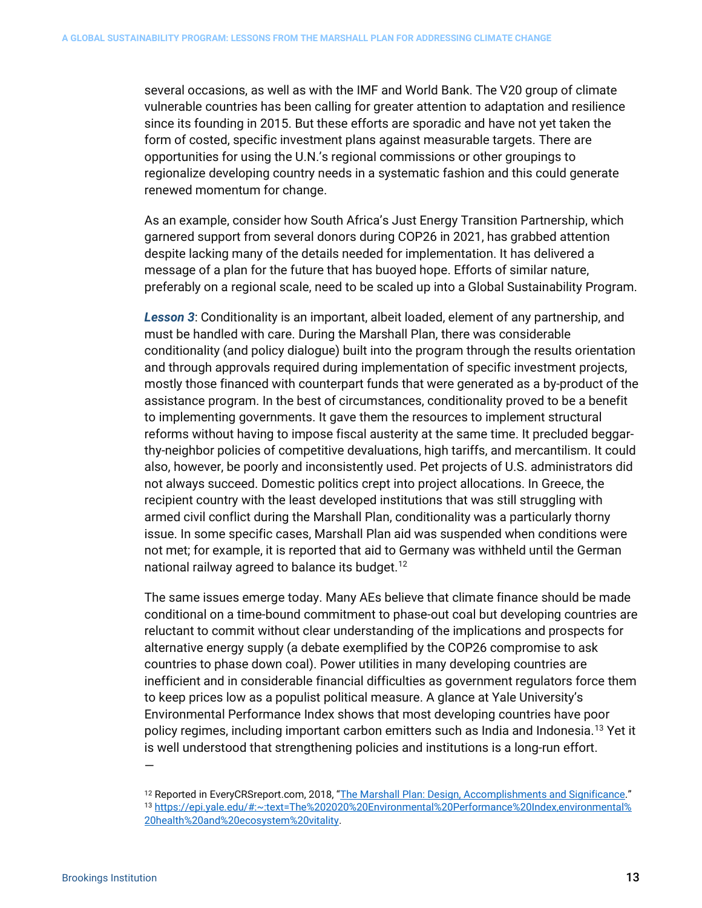several occasions, as well as with the IMF and World Bank. The V20 group of climate vulnerable countries has been calling for greater attention to adaptation and resilience since its founding in 2015. But these efforts are sporadic and have not yet taken the form of costed, specific investment plans against measurable targets. There are opportunities for using the U.N.'s regional commissions or other groupings to regionalize developing country needs in a systematic fashion and this could generate renewed momentum for change.

As an example, consider how South Africa's Just Energy Transition Partnership, which garnered support from several donors during COP26 in 2021, has grabbed attention despite lacking many of the details needed for implementation. It has delivered a message of a plan for the future that has buoyed hope. Efforts of similar nature, preferably on a regional scale, need to be scaled up into a Global Sustainability Program.

***Lesson 3***: Conditionality is an important, albeit loaded, element of any partnership, and must be handled with care. During the Marshall Plan, there was considerable conditionality (and policy dialogue) built into the program through the results orientation and through approvals required during implementation of specific investment projects, mostly those financed with counterpart funds that were generated as a by-product of the assistance program. In the best of circumstances, conditionality proved to be a benefit to implementing governments. It gave them the resources to implement structural reforms without having to impose fiscal austerity at the same time. It precluded beggar-thy-neighbor policies of competitive devaluations, high tariffs, and mercantilism. It could also, however, be poorly and inconsistently used. Pet projects of U.S. administrators did not always succeed. Domestic politics crept into project allocations. In Greece, the recipient country with the least developed institutions that was still struggling with armed civil conflict during the Marshall Plan, conditionality was a particularly thorny issue. In some specific cases, Marshall Plan aid was suspended when conditions were not met; for example, it is reported that aid to Germany was withheld until the German national railway agreed to balance its budget.[12]

The same issues emerge today. Many AEs believe that climate finance should be made conditional on a time-bound commitment to phase-out coal but developing countries are reluctant to commit without clear understanding of the implications and prospects for alternative energy supply (a debate exemplified by the COP26 compromise to ask countries to phase down coal). Power utilities in many developing countries are inefficient and in considerable financial difficulties as government regulators force them to keep prices low as a populist political measure. A glance at Yale University's Environmental Performance Index shows that most developing countries have poor policy regimes, including important carbon emitters such as India and Indonesia.[13] Yet it is well understood that strengthening policies and institutions is a long-run effort.

—

[12] Reported in EveryCRSreport.com, 2018, "The Marshall Plan: Design, Accomplishments and Significance."

[13] https://epi.yale.edu/#:~:text=The%202020%20Environmental%20Performance%20Index,environmental%20health%20and%20ecosystem%20vitality.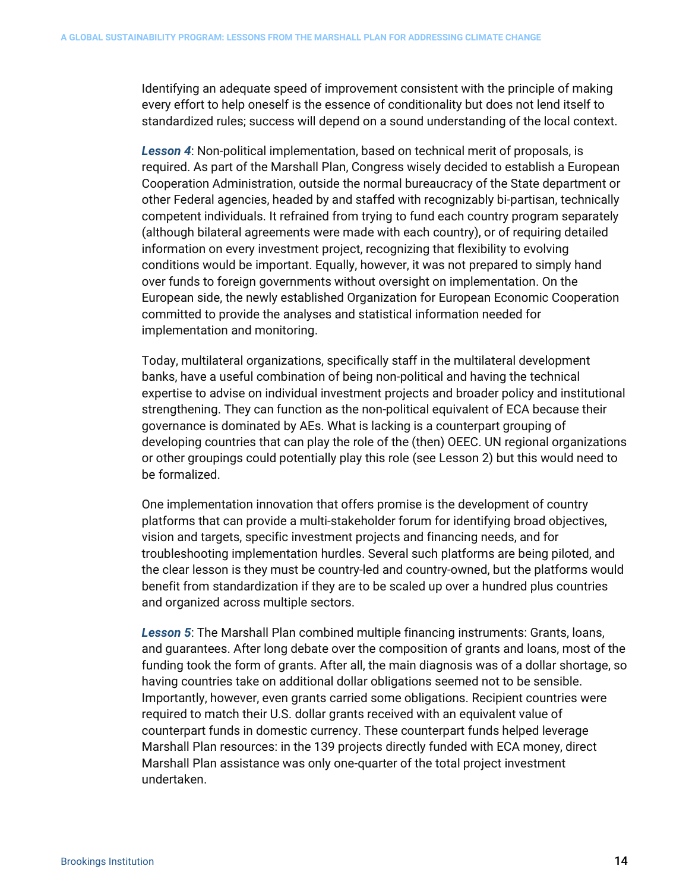Identifying an adequate speed of improvement consistent with the principle of making every effort to help oneself is the essence of conditionality but does not lend itself to standardized rules; success will depend on a sound understanding of the local context.

***Lesson 4***: Non-political implementation, based on technical merit of proposals, is required. As part of the Marshall Plan, Congress wisely decided to establish a European Cooperation Administration, outside the normal bureaucracy of the State department or other Federal agencies, headed by and staffed with recognizably bi-partisan, technically competent individuals. It refrained from trying to fund each country program separately (although bilateral agreements were made with each country), or of requiring detailed information on every investment project, recognizing that flexibility to evolving conditions would be important. Equally, however, it was not prepared to simply hand over funds to foreign governments without oversight on implementation. On the European side, the newly established Organization for European Economic Cooperation committed to provide the analyses and statistical information needed for implementation and monitoring.

Today, multilateral organizations, specifically staff in the multilateral development banks, have a useful combination of being non-political and having the technical expertise to advise on individual investment projects and broader policy and institutional strengthening. They can function as the non-political equivalent of ECA because their governance is dominated by AEs. What is lacking is a counterpart grouping of developing countries that can play the role of the (then) OEEC. UN regional organizations or other groupings could potentially play this role (see Lesson 2) but this would need to be formalized.

One implementation innovation that offers promise is the development of country platforms that can provide a multi-stakeholder forum for identifying broad objectives, vision and targets, specific investment projects and financing needs, and for troubleshooting implementation hurdles. Several such platforms are being piloted, and the clear lesson is they must be country-led and country-owned, but the platforms would benefit from standardization if they are to be scaled up over a hundred plus countries and organized across multiple sectors.

***Lesson 5***: The Marshall Plan combined multiple financing instruments: Grants, loans, and guarantees. After long debate over the composition of grants and loans, most of the funding took the form of grants. After all, the main diagnosis was of a dollar shortage, so having countries take on additional dollar obligations seemed not to be sensible. Importantly, however, even grants carried some obligations. Recipient countries were required to match their U.S. dollar grants received with an equivalent value of counterpart funds in domestic currency. These counterpart funds helped leverage Marshall Plan resources: in the 139 projects directly funded with ECA money, direct Marshall Plan assistance was only one-quarter of the total project investment undertaken.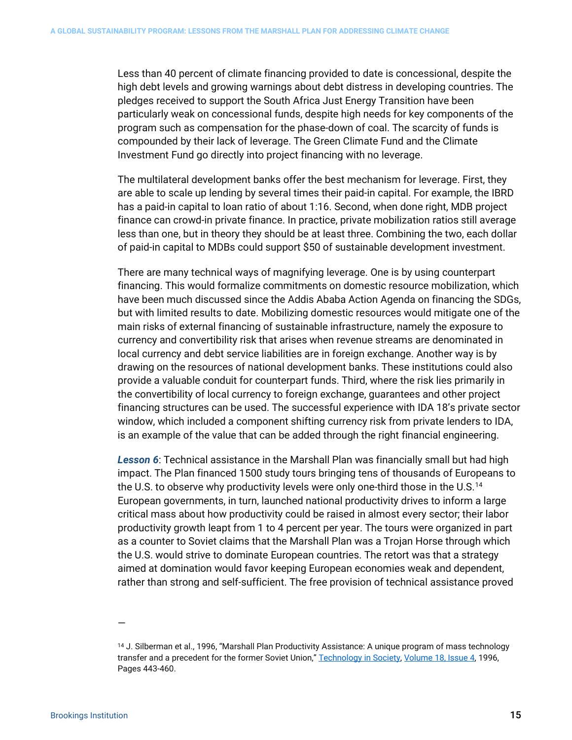Less than 40 percent of climate financing provided to date is concessional, despite the high debt levels and growing warnings about debt distress in developing countries. The pledges received to support the South Africa Just Energy Transition have been particularly weak on concessional funds, despite high needs for key components of the program such as compensation for the phase-down of coal. The scarcity of funds is compounded by their lack of leverage. The Green Climate Fund and the Climate Investment Fund go directly into project financing with no leverage.

The multilateral development banks offer the best mechanism for leverage. First, they are able to scale up lending by several times their paid-in capital. For example, the IBRD has a paid-in capital to loan ratio of about 1:16. Second, when done right, MDB project finance can crowd-in private finance. In practice, private mobilization ratios still average less than one, but in theory they should be at least three. Combining the two, each dollar of paid-in capital to MDBs could support $50 of sustainable development investment.

There are many technical ways of magnifying leverage. One is by using counterpart financing. This would formalize commitments on domestic resource mobilization, which have been much discussed since the Addis Ababa Action Agenda on financing the SDGs, but with limited results to date. Mobilizing domestic resources would mitigate one of the main risks of external financing of sustainable infrastructure, namely the exposure to currency and convertibility risk that arises when revenue streams are denominated in local currency and debt service liabilities are in foreign exchange. Another way is by drawing on the resources of national development banks. These institutions could also provide a valuable conduit for counterpart funds. Third, where the risk lies primarily in the convertibility of local currency to foreign exchange, guarantees and other project financing structures can be used. The successful experience with IDA 18's private sector window, which included a component shifting currency risk from private lenders to IDA, is an example of the value that can be added through the right financial engineering.

***Lesson 6***: Technical assistance in the Marshall Plan was financially small but had high impact. The Plan financed 1500 study tours bringing tens of thousands of Europeans to the U.S. to observe why productivity levels were only one-third those in the U.S.[14] European governments, in turn, launched national productivity drives to inform a large critical mass about how productivity could be raised in almost every sector; their labor productivity growth leapt from 1 to 4 percent per year. The tours were organized in part as a counter to Soviet claims that the Marshall Plan was a Trojan Horse through which the U.S. would strive to dominate European countries. The retort was that a strategy aimed at domination would favor keeping European economies weak and dependent, rather than strong and self-sufficient. The free provision of technical assistance proved

---

[14] J. Silberman et al., 1996, "Marshall Plan Productivity Assistance: A unique program of mass technology transfer and a precedent for the former Soviet Union," Technology in Society, Volume 18, Issue 4, 1996, Pages 443-460.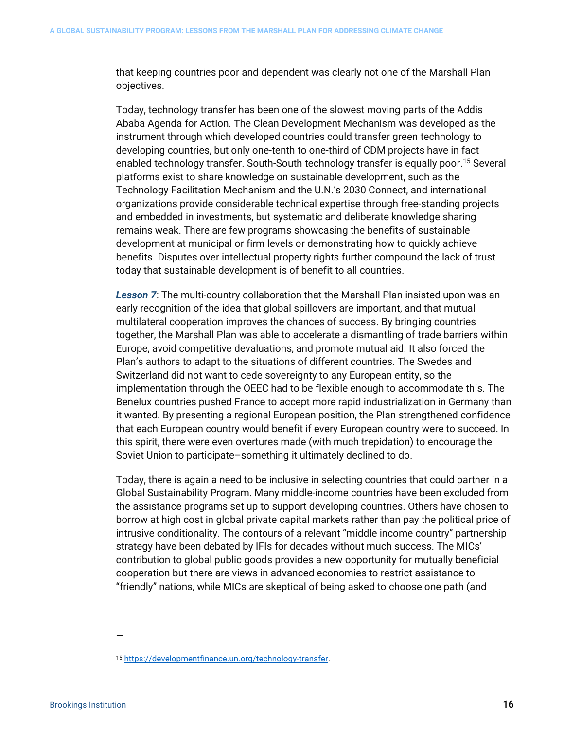that keeping countries poor and dependent was clearly not one of the Marshall Plan objectives.

Today, technology transfer has been one of the slowest moving parts of the Addis Ababa Agenda for Action. The Clean Development Mechanism was developed as the instrument through which developed countries could transfer green technology to developing countries, but only one-tenth to one-third of CDM projects have in fact enabled technology transfer. South-South technology transfer is equally poor.[15] Several platforms exist to share knowledge on sustainable development, such as the Technology Facilitation Mechanism and the U.N.'s 2030 Connect, and international organizations provide considerable technical expertise through free-standing projects and embedded in investments, but systematic and deliberate knowledge sharing remains weak. There are few programs showcasing the benefits of sustainable development at municipal or firm levels or demonstrating how to quickly achieve benefits. Disputes over intellectual property rights further compound the lack of trust today that sustainable development is of benefit to all countries.

***Lesson 7***: The multi-country collaboration that the Marshall Plan insisted upon was an early recognition of the idea that global spillovers are important, and that mutual multilateral cooperation improves the chances of success. By bringing countries together, the Marshall Plan was able to accelerate a dismantling of trade barriers within Europe, avoid competitive devaluations, and promote mutual aid. It also forced the Plan's authors to adapt to the situations of different countries. The Swedes and Switzerland did not want to cede sovereignty to any European entity, so the implementation through the OEEC had to be flexible enough to accommodate this. The Benelux countries pushed France to accept more rapid industrialization in Germany than it wanted. By presenting a regional European position, the Plan strengthened confidence that each European country would benefit if every European country were to succeed. In this spirit, there were even overtures made (with much trepidation) to encourage the Soviet Union to participate–something it ultimately declined to do.

Today, there is again a need to be inclusive in selecting countries that could partner in a Global Sustainability Program. Many middle-income countries have been excluded from the assistance programs set up to support developing countries. Others have chosen to borrow at high cost in global private capital markets rather than pay the political price of intrusive conditionality. The contours of a relevant "middle income country" partnership strategy have been debated by IFIs for decades without much success. The MICs' contribution to global public goods provides a new opportunity for mutually beneficial cooperation but there are views in advanced economies to restrict assistance to "friendly" nations, while MICs are skeptical of being asked to choose one path (and

—

[15] https://developmentfinance.un.org/technology-transfer.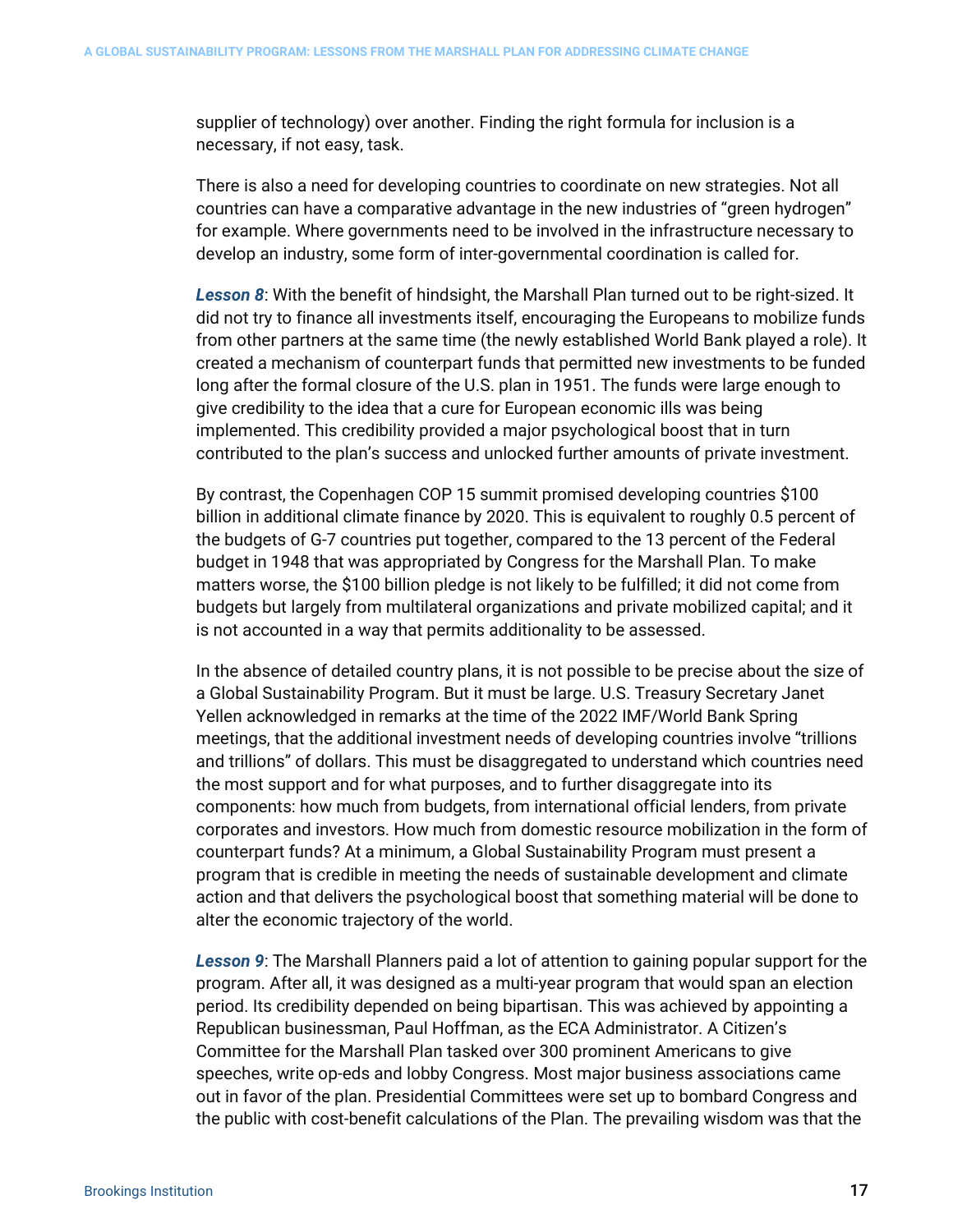supplier of technology) over another. Finding the right formula for inclusion is a necessary, if not easy, task.

There is also a need for developing countries to coordinate on new strategies. Not all countries can have a comparative advantage in the new industries of "green hydrogen" for example. Where governments need to be involved in the infrastructure necessary to develop an industry, some form of inter-governmental coordination is called for.

***Lesson 8***: With the benefit of hindsight, the Marshall Plan turned out to be right-sized. It did not try to finance all investments itself, encouraging the Europeans to mobilize funds from other partners at the same time (the newly established World Bank played a role). It created a mechanism of counterpart funds that permitted new investments to be funded long after the formal closure of the U.S. plan in 1951. The funds were large enough to give credibility to the idea that a cure for European economic ills was being implemented. This credibility provided a major psychological boost that in turn contributed to the plan's success and unlocked further amounts of private investment.

By contrast, the Copenhagen COP 15 summit promised developing countries $100 billion in additional climate finance by 2020. This is equivalent to roughly 0.5 percent of the budgets of G-7 countries put together, compared to the 13 percent of the Federal budget in 1948 that was appropriated by Congress for the Marshall Plan. To make matters worse, the $100 billion pledge is not likely to be fulfilled; it did not come from budgets but largely from multilateral organizations and private mobilized capital; and it is not accounted in a way that permits additionality to be assessed.

In the absence of detailed country plans, it is not possible to be precise about the size of a Global Sustainability Program. But it must be large. U.S. Treasury Secretary Janet Yellen acknowledged in remarks at the time of the 2022 IMF/World Bank Spring meetings, that the additional investment needs of developing countries involve "trillions and trillions" of dollars. This must be disaggregated to understand which countries need the most support and for what purposes, and to further disaggregate into its components: how much from budgets, from international official lenders, from private corporates and investors. How much from domestic resource mobilization in the form of counterpart funds? At a minimum, a Global Sustainability Program must present a program that is credible in meeting the needs of sustainable development and climate action and that delivers the psychological boost that something material will be done to alter the economic trajectory of the world.

***Lesson 9***: The Marshall Planners paid a lot of attention to gaining popular support for the program. After all, it was designed as a multi-year program that would span an election period. Its credibility depended on being bipartisan. This was achieved by appointing a Republican businessman, Paul Hoffman, as the ECA Administrator. A Citizen's Committee for the Marshall Plan tasked over 300 prominent Americans to give speeches, write op-eds and lobby Congress. Most major business associations came out in favor of the plan. Presidential Committees were set up to bombard Congress and the public with cost-benefit calculations of the Plan. The prevailing wisdom was that the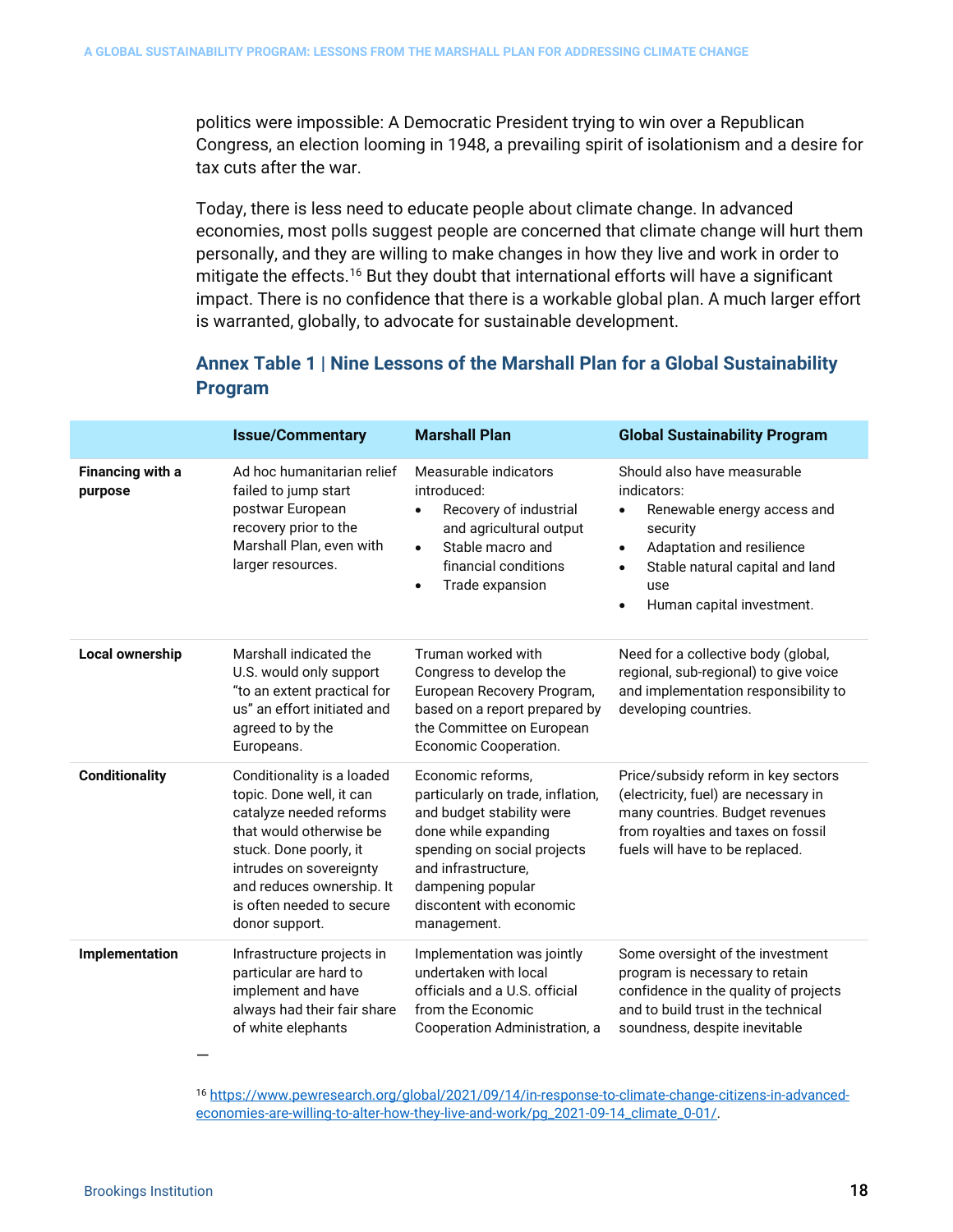politics were impossible: A Democratic President trying to win over a Republican Congress, an election looming in 1948, a prevailing spirit of isolationism and a desire for tax cuts after the war.

Today, there is less need to educate people about climate change. In advanced economies, most polls suggest people are concerned that climate change will hurt them personally, and they are willing to make changes in how they live and work in order to mitigate the effects.[16] But they doubt that international efforts will have a significant impact. There is no confidence that there is a workable global plan. A much larger effort is warranted, globally, to advocate for sustainable development.

### Annex Table 1 | Nine Lessons of the Marshall Plan for a Global Sustainability Program

| | Issue/Commentary | Marshall Plan | Global Sustainability Program |
|---|---|---|---|
| **Financing with a purpose** | Ad hoc humanitarian relief failed to jump start postwar European recovery prior to the Marshall Plan, even with larger resources. | Measurable indicators introduced: • Recovery of industrial and agricultural output • Stable macro and financial conditions • Trade expansion | Should also have measurable indicators: • Renewable energy access and security • Adaptation and resilience • Stable natural capital and land use • Human capital investment. |
| **Local ownership** | Marshall indicated the U.S. would only support "to an extent practical for us" an effort initiated and agreed to by the Europeans. | Truman worked with Congress to develop the European Recovery Program, based on a report prepared by the Committee on European Economic Cooperation. | Need for a collective body (global, regional, sub-regional) to give voice and implementation responsibility to developing countries. |
| **Conditionality** | Conditionality is a loaded topic. Done well, it can catalyze needed reforms that would otherwise be stuck. Done poorly, it intrudes on sovereignty and reduces ownership. It is often needed to secure donor support. | Economic reforms, particularly on trade, inflation, and budget stability were done while expanding spending on social projects and infrastructure, dampening popular discontent with economic management. | Price/subsidy reform in key sectors (electricity, fuel) are necessary in many countries. Budget revenues from royalties and taxes on fossil fuels will have to be replaced. |
| **Implementation** | Infrastructure projects in particular are hard to implement and have always had their fair share of white elephants | Implementation was jointly undertaken with local officials and a U.S. official from the Economic Cooperation Administration, a | Some oversight of the investment program is necessary to retain confidence in the quality of projects and to build trust in the technical soundness, despite inevitable |

—

[16] https://www.pewresearch.org/global/2021/09/14/in-response-to-climate-change-citizens-in-advanced-economies-are-willing-to-alter-how-they-live-and-work/pg_2021-09-14_climate_0-01/.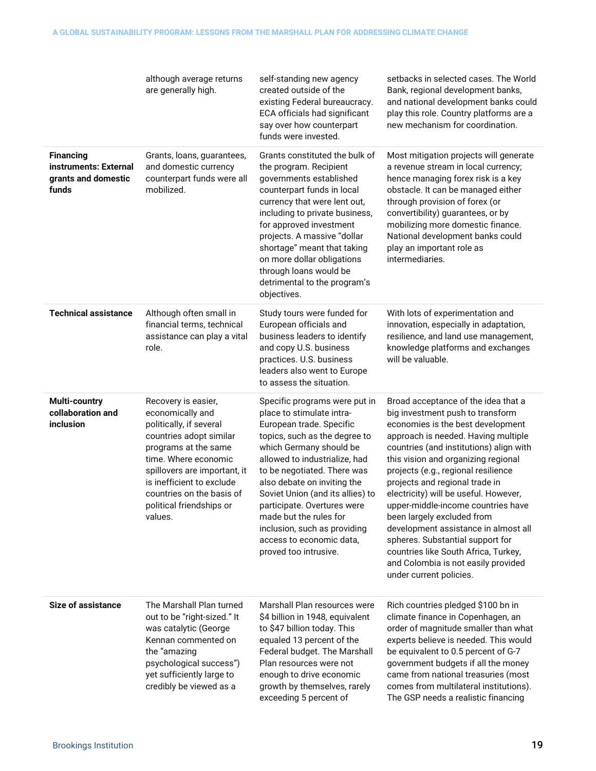| | | | |
|---|---|---|---|
| | although average returns are generally high. | self-standing new agency created outside of the existing Federal bureaucracy. ECA officials had significant say over how counterpart funds were invested. | setbacks in selected cases. The World Bank, regional development banks, and national development banks could play this role. Country platforms are a new mechanism for coordination. |
| **Financing instruments: External grants and domestic funds** | Grants, loans, guarantees, and domestic currency counterpart funds were all mobilized. | Grants constituted the bulk of the program. Recipient governments established counterpart funds in local currency that were lent out, including to private business, for approved investment projects. A massive "dollar shortage" meant that taking on more dollar obligations through loans would be detrimental to the program's objectives. | Most mitigation projects will generate a revenue stream in local currency; hence managing forex risk is a key obstacle. It can be managed either through provision of forex (or convertibility) guarantees, or by mobilizing more domestic finance. National development banks could play an important role as intermediaries. |
| **Technical assistance** | Although often small in financial terms, technical assistance can play a vital role. | Study tours were funded for European officials and business leaders to identify and copy U.S. business practices. U.S. business leaders also went to Europe to assess the situation. | With lots of experimentation and innovation, especially in adaptation, resilience, and land use management, knowledge platforms and exchanges will be valuable. |
| **Multi-country collaboration and inclusion** | Recovery is easier, economically and politically, if several countries adopt similar programs at the same time. Where economic spillovers are important, it is inefficient to exclude countries on the basis of political friendships or values. | Specific programs were put in place to stimulate intra-European trade. Specific topics, such as the degree to which Germany should be allowed to industrialize, had to be negotiated. There was also debate on inviting the Soviet Union (and its allies) to participate. Overtures were made but the rules for inclusion, such as providing access to economic data, proved too intrusive. | Broad acceptance of the idea that a big investment push to transform economies is the best development approach is needed. Having multiple countries (and institutions) align with this vision and organizing regional projects (e.g., regional resilience projects and regional trade in electricity) will be useful. However, upper-middle-income countries have been largely excluded from development assistance in almost all spheres. Substantial support for countries like South Africa, Turkey, and Colombia is not easily provided under current policies. |
| **Size of assistance** | The Marshall Plan turned out to be "right-sized." It was catalytic (George Kennan commented on the "amazing psychological success") yet sufficiently large to credibly be viewed as a | Marshall Plan resources were $4 billion in 1948, equivalent to $47 billion today. This equaled 13 percent of the Federal budget. The Marshall Plan resources were not enough to drive economic growth by themselves, rarely exceeding 5 percent of | Rich countries pledged $100 bn in climate finance in Copenhagen, an order of magnitude smaller than what experts believe is needed. This would be equivalent to 0.5 percent of G-7 government budgets if all the money came from national treasuries (most comes from multilateral institutions). The GSP needs a realistic financing |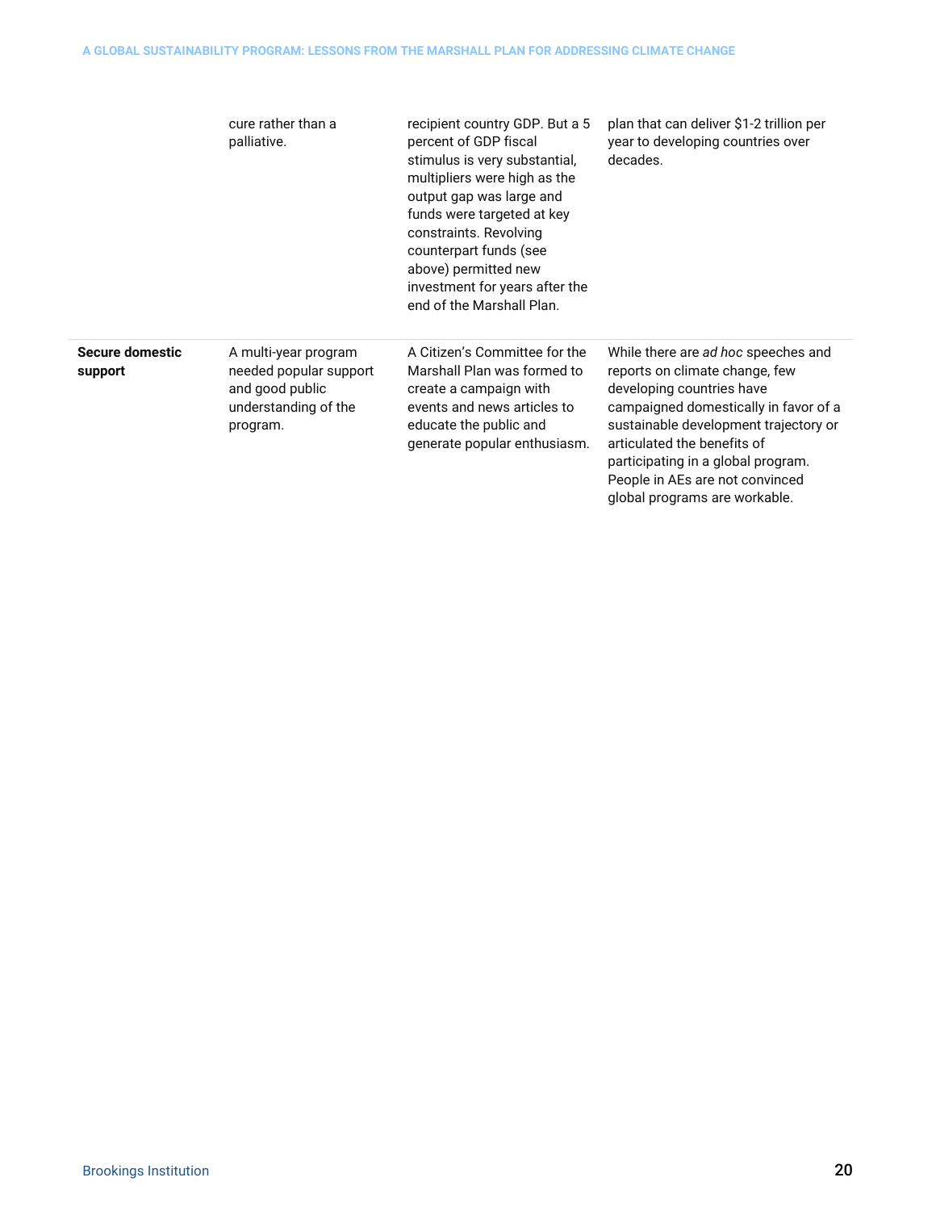| | | | |
|---|---|---|---|
| | cure rather than a palliative. | recipient country GDP. But a 5 percent of GDP fiscal stimulus is very substantial, multipliers were high as the output gap was large and funds were targeted at key constraints. Revolving counterpart funds (see above) permitted new investment for years after the end of the Marshall Plan. | plan that can deliver $1-2 trillion per year to developing countries over decades. |
| **Secure domestic support** | A multi-year program needed popular support and good public understanding of the program. | A Citizen's Committee for the Marshall Plan was formed to create a campaign with events and news articles to educate the public and generate popular enthusiasm. | While there are *ad hoc* speeches and reports on climate change, few developing countries have campaigned domestically in favor of a sustainable development trajectory or articulated the benefits of participating in a global program. People in AEs are not convinced global programs are workable. |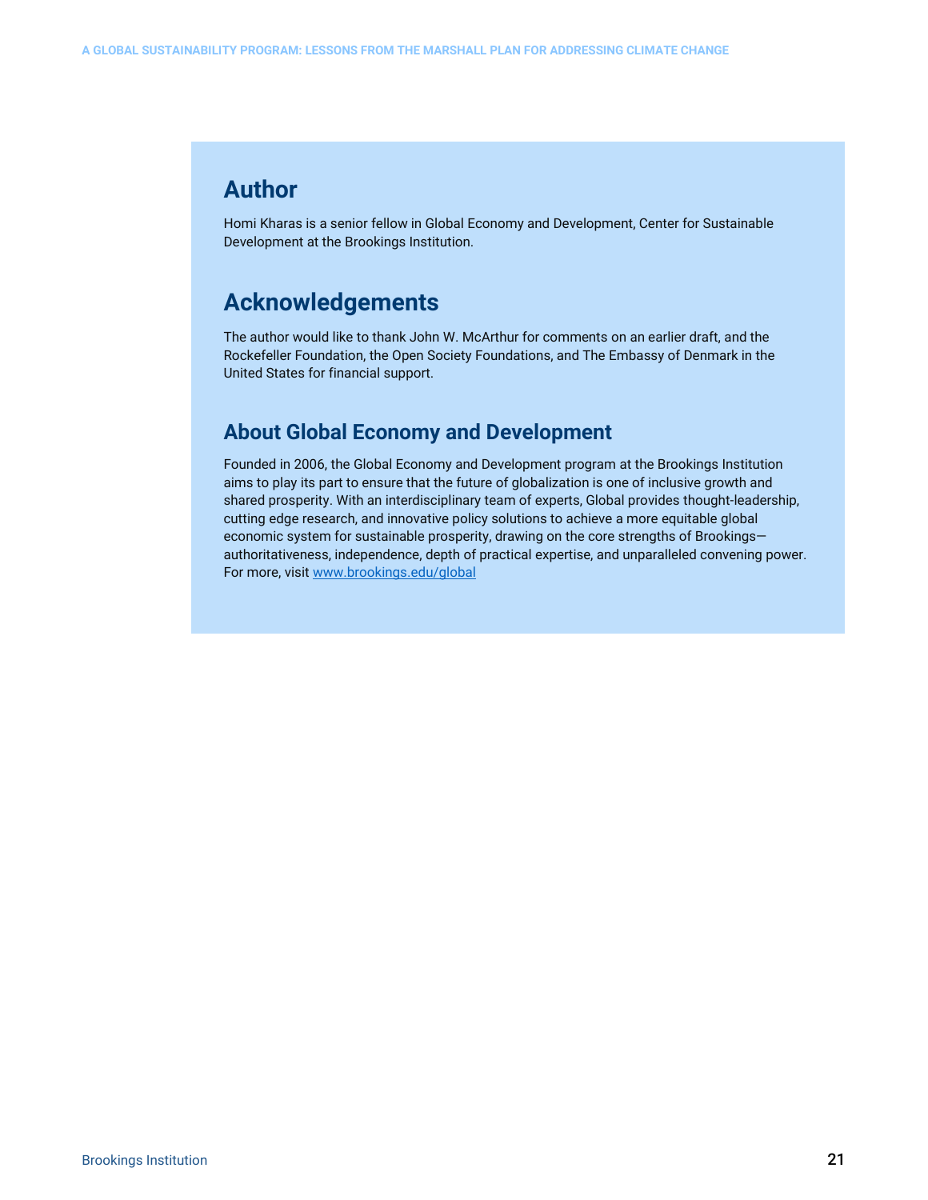## Author

Homi Kharas is a senior fellow in Global Economy and Development, Center for Sustainable Development at the Brookings Institution.

## Acknowledgements

The author would like to thank John W. McArthur for comments on an earlier draft, and the Rockefeller Foundation, the Open Society Foundations, and The Embassy of Denmark in the United States for financial support.

### About Global Economy and Development

Founded in 2006, the Global Economy and Development program at the Brookings Institution aims to play its part to ensure that the future of globalization is one of inclusive growth and shared prosperity. With an interdisciplinary team of experts, Global provides thought-leadership, cutting edge research, and innovative policy solutions to achieve a more equitable global economic system for sustainable prosperity, drawing on the core strengths of Brookings—authoritativeness, independence, depth of practical expertise, and unparalleled convening power. For more, visit www.brookings.edu/global